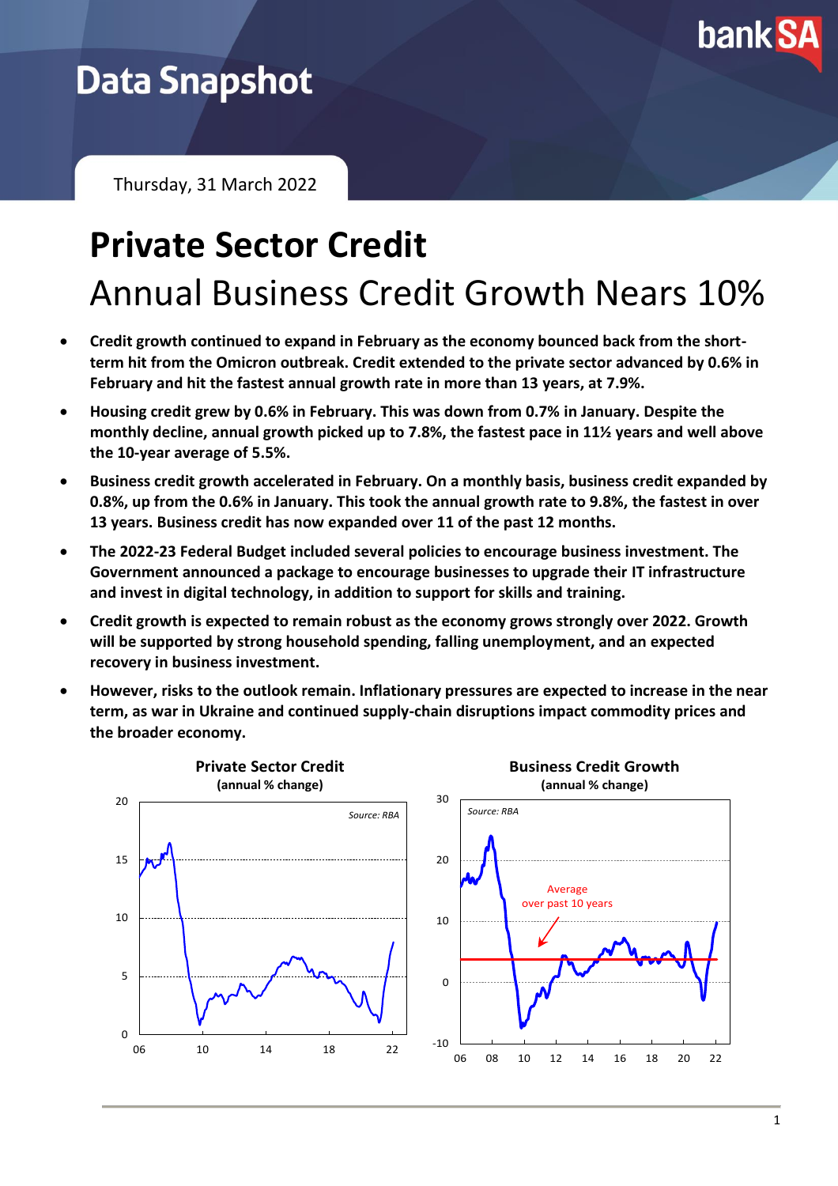# Data Snapshot

Thursday, 31 March 2022

# Private Sector Credit

## Annual Business Credit Growth Nears 10%

- **Credit growth continued to expand in February as the economy bounced back from the short-term hit from the Omicron outbreak. Credit extended to the private sector advanced by 0.6% in February and hit the fastest annual growth rate in more than 13 years, at 7.9%.**
- **Housing credit grew by 0.6% in February. This was down from 0.7% in January. Despite the monthly decline, annual growth picked up to 7.8%, the fastest pace in 11½ years and well above the 10-year average of 5.5%.**
- **Business credit growth accelerated in February. On a monthly basis, business credit expanded by 0.8%, up from the 0.6% in January. This took the annual growth rate to 9.8%, the fastest in over 13 years. Business credit has now expanded over 11 of the past 12 months.**
- **The 2022-23 Federal Budget included several policies to encourage business investment. The Government announced a package to encourage businesses to upgrade their IT infrastructure and invest in digital technology, in addition to support for skills and training.**
- **Credit growth is expected to remain robust as the economy grows strongly over 2022. Growth will be supported by strong household spending, falling unemployment, and an expected recovery in business investment.**
- **However, risks to the outlook remain. Inflationary pressures are expected to increase in the near term, as war in Ukraine and continued supply-chain disruptions impact commodity prices and the broader economy.**

**Private Sector Credit**
**(annual % change)**

Source: RBA

**Business Credit Growth**
**(annual % change)**

Source: RBA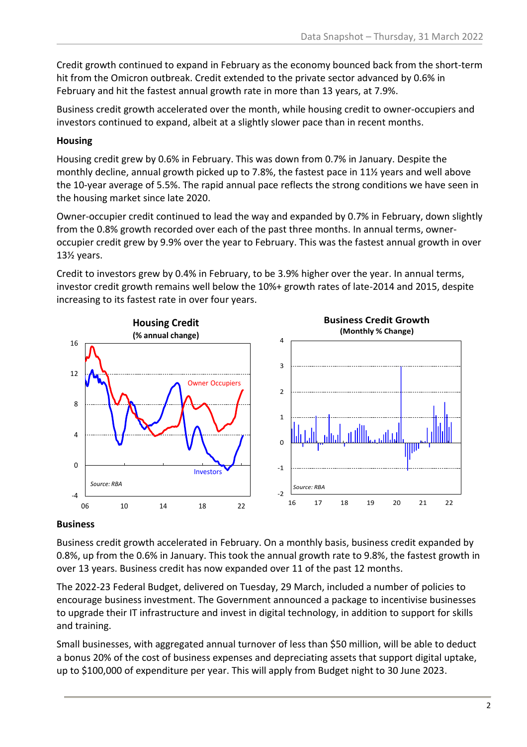Credit growth continued to expand in February as the economy bounced back from the short-term hit from the Omicron outbreak. Credit extended to the private sector advanced by 0.6% in February and hit the fastest annual growth rate in more than 13 years, at 7.9%.

Business credit growth accelerated over the month, while housing credit to owner-occupiers and investors continued to expand, albeit at a slightly slower pace than in recent months.

**Housing**

Housing credit grew by 0.6% in February. This was down from 0.7% in January. Despite the monthly decline, annual growth picked up to 7.8%, the fastest pace in 11½ years and well above the 10-year average of 5.5%. The rapid annual pace reflects the strong conditions we have seen in the housing market since late 2020.

Owner-occupier credit continued to lead the way and expanded by 0.7% in February, down slightly from the 0.8% growth recorded over each of the past three months. In annual terms, owner-occupier credit grew by 9.9% over the year to February. This was the fastest annual growth in over 13½ years.

Credit to investors grew by 0.4% in February, to be 3.9% higher over the year. In annual terms, investor credit growth remains well below the 10%+ growth rates of late-2014 and 2015, despite increasing to its fastest rate in over four years.

**Housing Credit**
**(% annual change)**

Owner Occupiers, Investors

Source: RBA

**Business Credit Growth**
**(Monthly % Change)**

Source: RBA

**Business**

Business credit growth accelerated in February. On a monthly basis, business credit expanded by 0.8%, up from the 0.6% in January. This took the annual growth rate to 9.8%, the fastest growth in over 13 years. Business credit has now expanded over 11 of the past 12 months.

The 2022-23 Federal Budget, delivered on Tuesday, 29 March, included a number of policies to encourage business investment. The Government announced a package to incentivise businesses to upgrade their IT infrastructure and invest in digital technology, in addition to support for skills and training.

Small businesses, with aggregated annual turnover of less than $50 million, will be able to deduct a bonus 20% of the cost of business expenses and depreciating assets that support digital uptake, up to $100,000 of expenditure per year. This will apply from Budget night to 30 June 2023.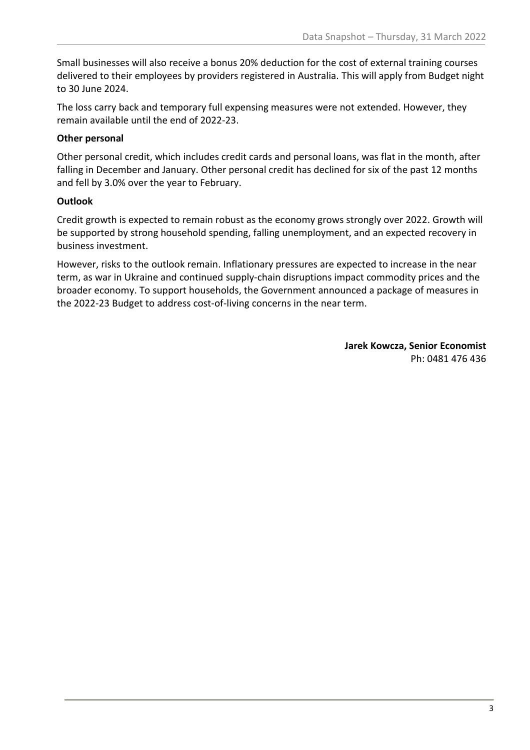Small businesses will also receive a bonus 20% deduction for the cost of external training courses delivered to their employees by providers registered in Australia. This will apply from Budget night to 30 June 2024.

The loss carry back and temporary full expensing measures were not extended. However, they remain available until the end of 2022-23.

**Other personal**

Other personal credit, which includes credit cards and personal loans, was flat in the month, after falling in December and January. Other personal credit has declined for six of the past 12 months and fell by 3.0% over the year to February.

**Outlook**

Credit growth is expected to remain robust as the economy grows strongly over 2022. Growth will be supported by strong household spending, falling unemployment, and an expected recovery in business investment.

However, risks to the outlook remain. Inflationary pressures are expected to increase in the near term, as war in Ukraine and continued supply-chain disruptions impact commodity prices and the broader economy. To support households, the Government announced a package of measures in the 2022-23 Budget to address cost-of-living concerns in the near term.

**Jarek Kowcza, Senior Economist**
Ph: 0481 476 436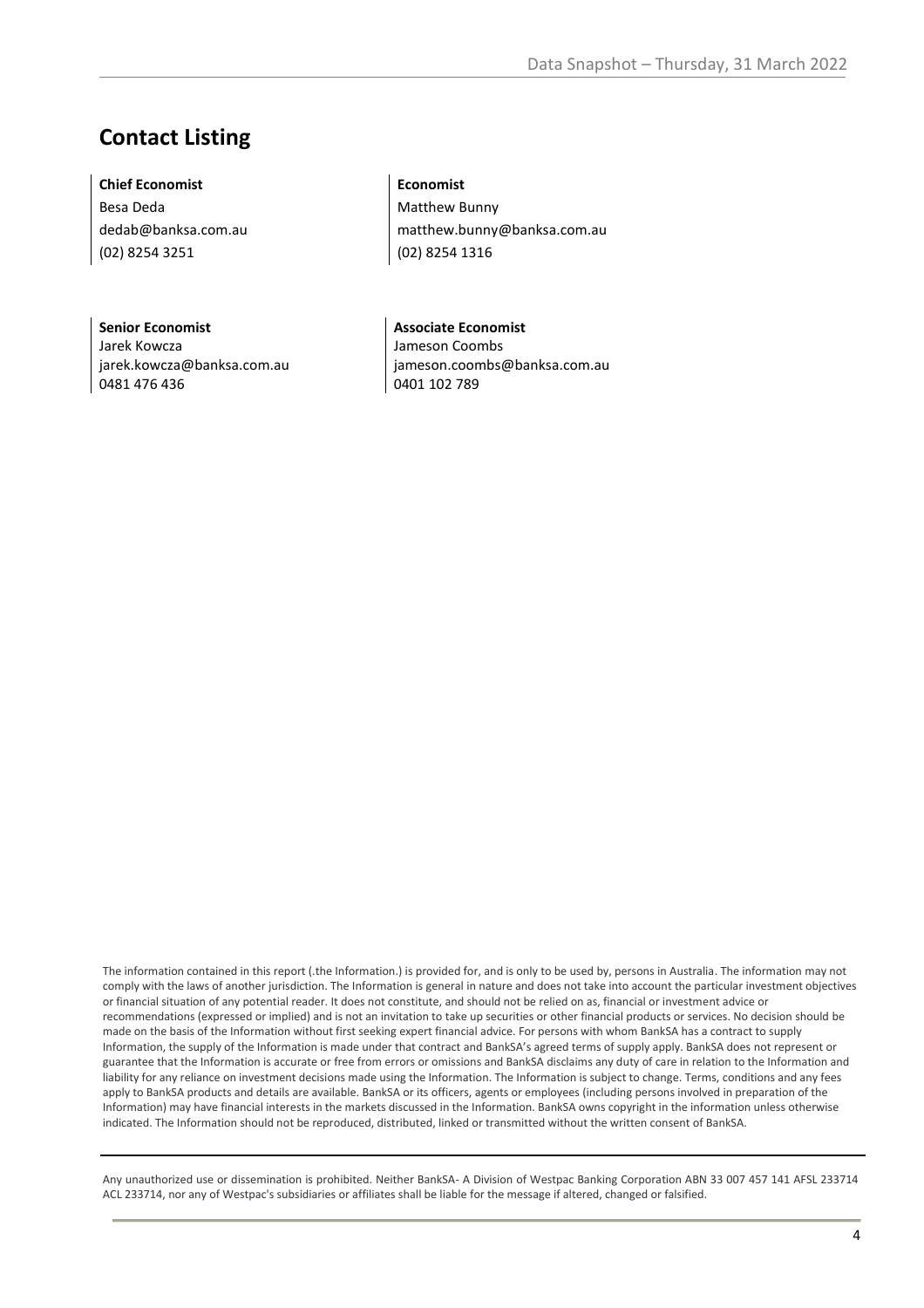## Contact Listing

**Chief Economist**
Besa Deda
dedab@banksa.com.au
(02) 8254 3251

**Economist**
Matthew Bunny
matthew.bunny@banksa.com.au
(02) 8254 1316

**Senior Economist**
Jarek Kowcza
jarek.kowcza@banksa.com.au
0481 476 436

**Associate Economist**
Jameson Coombs
jameson.coombs@banksa.com.au
0401 102 789

The information contained in this report (.the Information.) is provided for, and is only to be used by, persons in Australia. The information may not comply with the laws of another jurisdiction. The Information is general in nature and does not take into account the particular investment objectives or financial situation of any potential reader. It does not constitute, and should not be relied on as, financial or investment advice or recommendations (expressed or implied) and is not an invitation to take up securities or other financial products or services. No decision should be made on the basis of the Information without first seeking expert financial advice. For persons with whom BankSA has a contract to supply Information, the supply of the Information is made under that contract and BankSA's agreed terms of supply apply. BankSA does not represent or guarantee that the Information is accurate or free from errors or omissions and BankSA disclaims any duty of care in relation to the Information and liability for any reliance on investment decisions made using the Information. The Information is subject to change. Terms, conditions and any fees apply to BankSA products and details are available. BankSA or its officers, agents or employees (including persons involved in preparation of the Information) may have financial interests in the markets discussed in the Information. BankSA owns copyright in the information unless otherwise indicated. The Information should not be reproduced, distributed, linked or transmitted without the written consent of BankSA.

Any unauthorized use or dissemination is prohibited. Neither BankSA- A Division of Westpac Banking Corporation ABN 33 007 457 141 AFSL 233714 ACL 233714, nor any of Westpac's subsidiaries or affiliates shall be liable for the message if altered, changed or falsified.